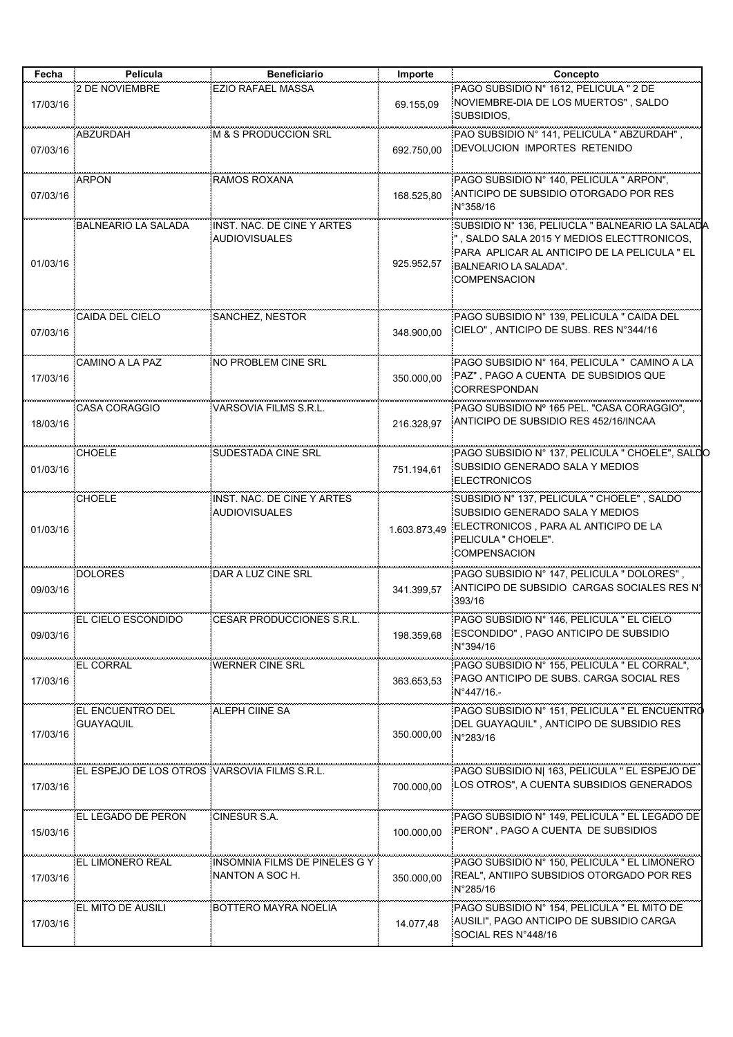| Fecha | Pelicula | Beneficiario | Importe | Concepto |
|---|---|---|---|---|
| 17/03/16 | 2 DE NOVIEMBRE | EZIO RAFAEL MASSA | 69.155,09 | PAGO SUBSIDIO N° 1612, PELICULA " 2 DE NOVIEMBRE-DIA DE LOS MUERTOS" , SALDO SUBSIDIOS, |
| 07/03/16 | ABZURDAH | M & S PRODUCCION SRL | 692.750,00 | PAO SUBSIDIO N° 141, PELICULA " ABZURDAH" , DEVOLUCION IMPORTES RETENIDO |
| 07/03/16 | ARPON | RAMOS ROXANA | 168.525,80 | PAGO SUBSIDIO N° 140, PELICULA " ARPON", ANTICIPO DE SUBSIDIO OTORGADO POR RES N°358/16 |
| 01/03/16 | BALNEARIO LA SALADA | INST. NAC. DE CINE Y ARTES AUDIOVISUALES | 925.952,57 | SUBSIDIO N° 136, PELIUCLA " BALNEARIO LA SALADA " , SALDO SALA 2015 Y MEDIOS ELECTTRONICOS, PARA APLICAR AL ANTICIPO DE LA PELICULA " EL BALNEARIO LA SALADA". COMPENSACION |
| 07/03/16 | CAIDA DEL CIELO | SANCHEZ, NESTOR | 348.900,00 | PAGO SUBSIDIO N° 139, PELICULA " CAIDA DEL CIELO" , ANTICIPO DE SUBS. RES N°344/16 |
| 17/03/16 | CAMINO A LA PAZ | NO PROBLEM CINE SRL | 350.000,00 | PAGO SUBSIDIO N° 164, PELICULA " CAMINO A LA PAZ" , PAGO A CUENTA DE SUBSIDIOS QUE CORRESPONDAN |
| 18/03/16 | CASA CORAGGIO | VARSOVIA FILMS S.R.L. | 216.328,97 | PAGO SUBSIDIO Nº 165 PEL. "CASA CORAGGIO", ANTICIPO DE SUBSIDIO RES 452/16/INCAA |
| 01/03/16 | CHOELE | SUDESTADA CINE SRL | 751.194,61 | PAGO SUBSIDIO N° 137, PELICULA " CHOELE", SALDO SUBSIDIO GENERADO SALA Y MEDIOS ELECTRONICOS |
| 01/03/16 | CHOELE | INST. NAC. DE CINE Y ARTES AUDIOVISUALES | 1.603.873,49 | SUBSIDIO N° 137, PELICULA " CHOELE" , SALDO SUBSIDIO GENERADO SALA Y MEDIOS ELECTRONICOS , PARA AL ANTICIPO DE LA PELICULA " CHOELE". COMPENSACION |
| 09/03/16 | DOLORES | DAR A LUZ CINE SRL | 341.399,57 | PAGO SUBSIDIO N° 147, PELICULA " DOLORES" , ANTICIPO DE SUBSIDIO CARGAS SOCIALES RES N° 393/16 |
| 09/03/16 | EL CIELO ESCONDIDO | CESAR PRODUCCIONES S.R.L. | 198.359,68 | PAGO SUBSIDIO N° 146, PELICULA " EL CIELO ESCONDIDO" , PAGO ANTICIPO DE SUBSIDIO N°394/16 |
| 17/03/16 | EL CORRAL | WERNER CINE SRL | 363.653,53 | PAGO SUBSIDIO N° 155, PELICULA " EL CORRAL", PAGO ANTICIPO DE SUBS. CARGA SOCIAL RES N°447/16.- |
| 17/03/16 | EL ENCUENTRO DEL GUAYAQUIL | ALEPH CIINE SA | 350.000,00 | PAGO SUBSIDIO N° 151, PELICULA " EL ENCUENTRO DEL GUAYAQUIL" , ANTICIPO DE SUBSIDIO RES N°283/16 |
| 17/03/16 | EL ESPEJO DE LOS OTROS | VARSOVIA FILMS S.R.L. | 700.000,00 | PAGO SUBSIDIO N\| 163, PELICULA " EL ESPEJO DE LOS OTROS", A CUENTA SUBSIDIOS GENERADOS |
| 15/03/16 | EL LEGADO DE PERON | CINESUR S.A. | 100.000,00 | PAGO SUBSIDIO N° 149, PELICULA " EL LEGADO DE PERON" , PAGO A CUENTA DE SUBSIDIOS |
| 17/03/16 | EL LIMONERO REAL | INSOMNIA FILMS DE PINELES G Y NANTON A SOC H. | 350.000,00 | PAGO SUBSIDIO N° 150, PELICULA " EL LIMONERO REAL", ANTIIPO SUBSIDIOS OTORGADO POR RES N°285/16 |
| 17/03/16 | EL MITO DE AUSILI | BOTTERO MAYRA NOELIA | 14.077,48 | PAGO SUBSIDIO N° 154, PELICULA " EL MITO DE AUSILI", PAGO ANTICIPO DE SUBSIDIO CARGA SOCIAL RES N°448/16 |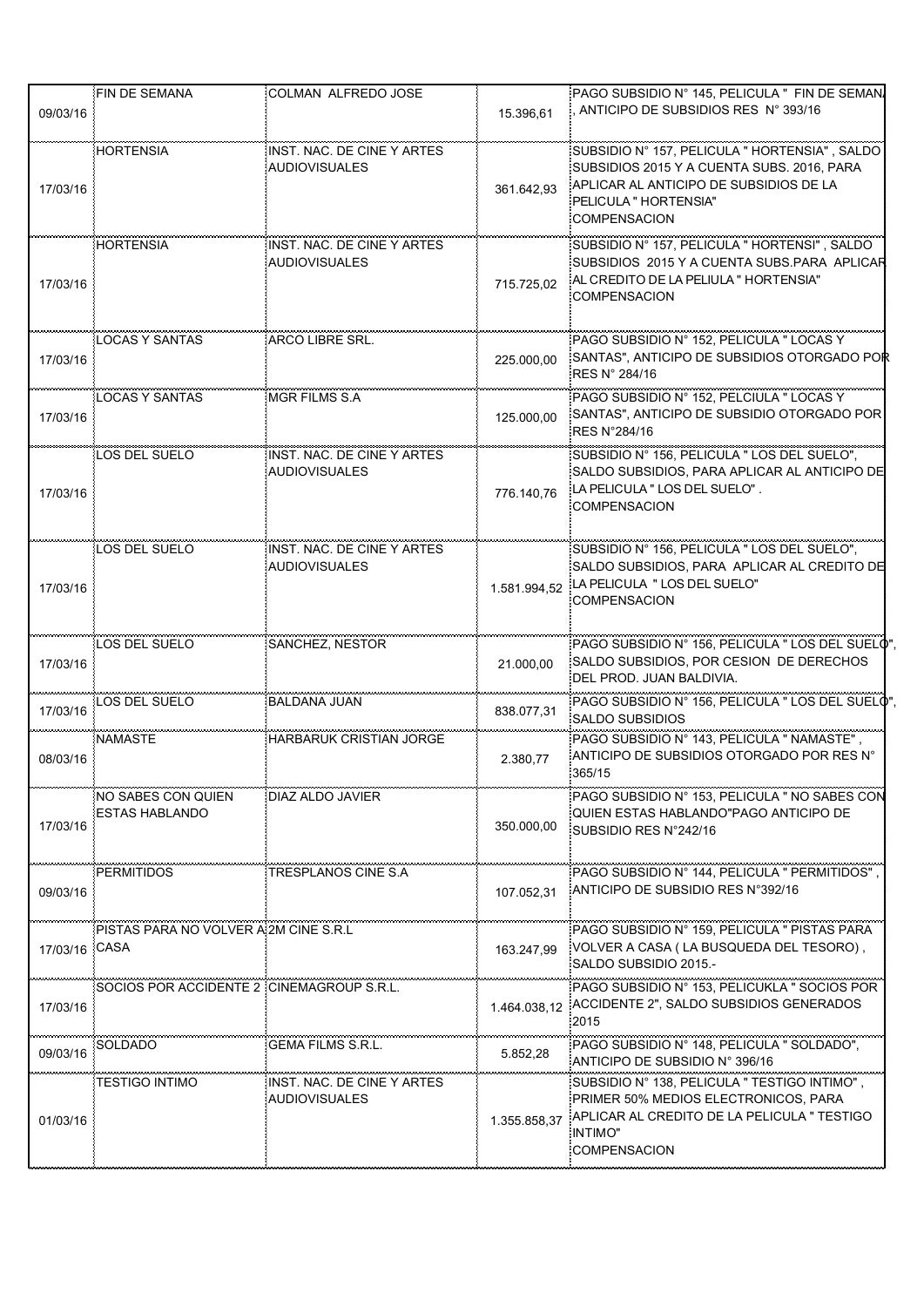| | | | | |
|---|---|---|---|---|
| 09/03/16 | FIN DE SEMANA | COLMAN ALFREDO JOSE | 15.396,61 | PAGO SUBSIDIO N° 145, PELICULA " FIN DE SEMANA, ANTICIPO DE SUBSIDIOS RES N° 393/16 |
| 17/03/16 | HORTENSIA | INST. NAC. DE CINE Y ARTES AUDIOVISUALES | 361.642,93 | SUBSIDIO N° 157, PELICULA " HORTENSIA" , SALDO SUBSIDIOS 2015 Y A CUENTA SUBS. 2016, PARA APLICAR AL ANTICIPO DE SUBSIDIOS DE LA PELICULA " HORTENSIA" COMPENSACION |
| 17/03/16 | HORTENSIA | INST. NAC. DE CINE Y ARTES AUDIOVISUALES | 715.725,02 | SUBSIDIO N° 157, PELICULA " HORTENSI" , SALDO SUBSIDIOS 2015 Y A CUENTA SUBS.PARA APLICAR AL CREDITO DE LA PELIULA " HORTENSIA" COMPENSACION |
| 17/03/16 | LOCAS Y SANTAS | ARCO LIBRE SRL. | 225.000,00 | PAGO SUBSIDIO N° 152, PELICULA " LOCAS Y SANTAS", ANTICIPO DE SUBSIDIOS OTORGADO POR RES N° 284/16 |
| 17/03/16 | LOCAS Y SANTAS | MGR FILMS S.A | 125.000,00 | PAGO SUBSIDIO N° 152, PELCIULA " LOCAS Y SANTAS", ANTICIPO DE SUBSIDIO OTORGADO POR RES N°284/16 |
| 17/03/16 | LOS DEL SUELO | INST. NAC. DE CINE Y ARTES AUDIOVISUALES | 776.140,76 | SUBSIDIO N° 156, PELICULA " LOS DEL SUELO", SALDO SUBSIDIOS, PARA APLICAR AL ANTICIPO DE LA PELICULA " LOS DEL SUELO" . COMPENSACION |
| 17/03/16 | LOS DEL SUELO | INST. NAC. DE CINE Y ARTES AUDIOVISUALES | 1.581.994,52 | SUBSIDIO N° 156, PELICULA " LOS DEL SUELO", SALDO SUBSIDIOS, PARA APLICAR AL CREDITO DE LA PELICULA " LOS DEL SUELO" COMPENSACION |
| 17/03/16 | LOS DEL SUELO | SANCHEZ, NESTOR | 21.000,00 | PAGO SUBSIDIO N° 156, PELICULA " LOS DEL SUELO", SALDO SUBSIDIOS, POR CESION DE DERECHOS DEL PROD. JUAN BALDIVIA. |
| 17/03/16 | LOS DEL SUELO | BALDANA JUAN | 838.077,31 | PAGO SUBSIDIO N° 156, PELICULA " LOS DEL SUELO", SALDO SUBSIDIOS |
| 08/03/16 | NAMASTE | HARBARUK CRISTIAN JORGE | 2.380,77 | PAGO SUBSIDIO N° 143, PELICULA " NAMASTE" , ANTICIPO DE SUBSIDIOS OTORGADO POR RES N° 365/15 |
| 17/03/16 | NO SABES CON QUIEN ESTAS HABLANDO | DIAZ ALDO JAVIER | 350.000,00 | PAGO SUBSIDIO N° 153, PELICULA " NO SABES CON QUIEN ESTAS HABLANDO"PAGO ANTICIPO DE SUBSIDIO RES N°242/16 |
| 09/03/16 | PERMITIDOS | TRESPLANOS CINE S.A | 107.052,31 | PAGO SUBSIDIO N° 144, PELICULA " PERMITIDOS" , ANTICIPO DE SUBSIDIO RES N°392/16 |
| 17/03/16 | PISTAS PARA NO VOLVER A CASA | 2M CINE S.R.L | 163.247,99 | PAGO SUBSIDIO N° 159, PELICULA " PISTAS PARA VOLVER A CASA ( LA BUSQUEDA DEL TESORO) , SALDO SUBSIDIO 2015.- |
| 17/03/16 | SOCIOS POR ACCIDENTE 2 | CINEMAGROUP S.R.L. | 1.464.038,12 | PAGO SUBSIDIO N° 153, PELICUKLA " SOCIOS POR ACCIDENTE 2", SALDO SUBSIDIOS GENERADOS 2015 |
| 09/03/16 | SOLDADO | GEMA FILMS S.R.L. | 5.852,28 | PAGO SUBSIDIO N° 148, PELICULA " SOLDADO", ANTICIPO DE SUBSIDIO N° 396/16 |
| 01/03/16 | TESTIGO INTIMO | INST. NAC. DE CINE Y ARTES AUDIOVISUALES | 1.355.858,37 | SUBSIDIO N° 138, PELICULA " TESTIGO INTIMO" , PRIMER 50% MEDIOS ELECTRONICOS, PARA APLICAR AL CREDITO DE LA PELICULA " TESTIGO INTIMO" COMPENSACION |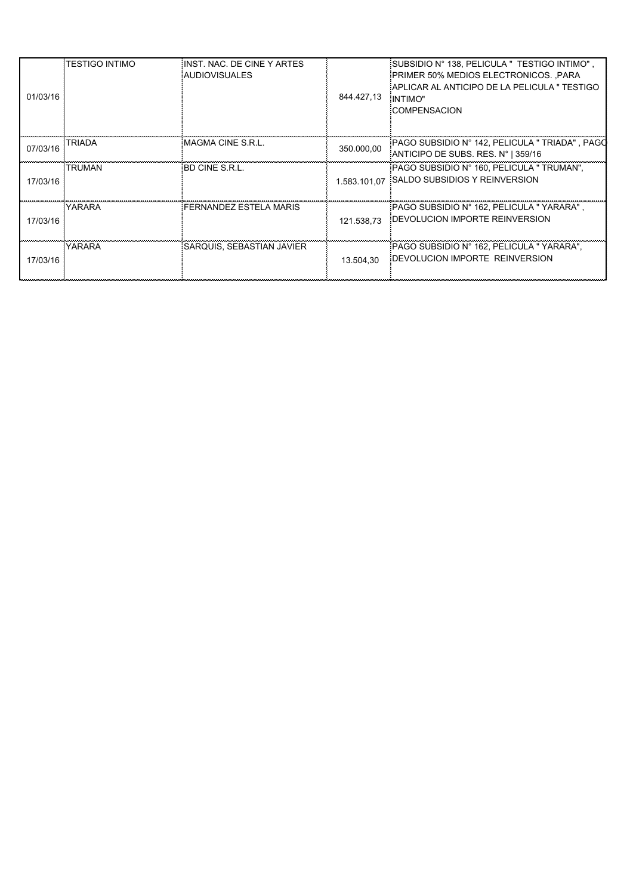| | | | | |
|---|---|---|---|---|
| 01/03/16 | TESTIGO INTIMO | INST. NAC. DE CINE Y ARTES AUDIOVISUALES | 844.427,13 | SUBSIDIO N° 138, PELICULA " TESTIGO INTIMO" , PRIMER 50% MEDIOS ELECTRONICOS. ,PARA APLICAR AL ANTICIPO DE LA PELICULA " TESTIGO INTIMO" COMPENSACION |
| 07/03/16 | TRIADA | MAGMA CINE S.R.L. | 350.000,00 | PAGO SUBSIDIO N° 142, PELICULA " TRIADA" , PAGO ANTICIPO DE SUBS. RES. N° \| 359/16 |
| 17/03/16 | TRUMAN | BD CINE S.R.L. | 1.583.101,07 | PAGO SUBSIDIO N° 160, PELICULA " TRUMAN", SALDO SUBSIDIOS Y REINVERSION |
| 17/03/16 | YARARA | FERNANDEZ ESTELA MARIS | 121.538,73 | PAGO SUBSIDIO N° 162, PELICULA " YARARA" , DEVOLUCION IMPORTE REINVERSION |
| 17/03/16 | YARARA | SARQUIS, SEBASTIAN JAVIER | 13.504,30 | PAGO SUBSIDIO N° 162, PELICULA " YARARA", DEVOLUCION IMPORTE REINVERSION |